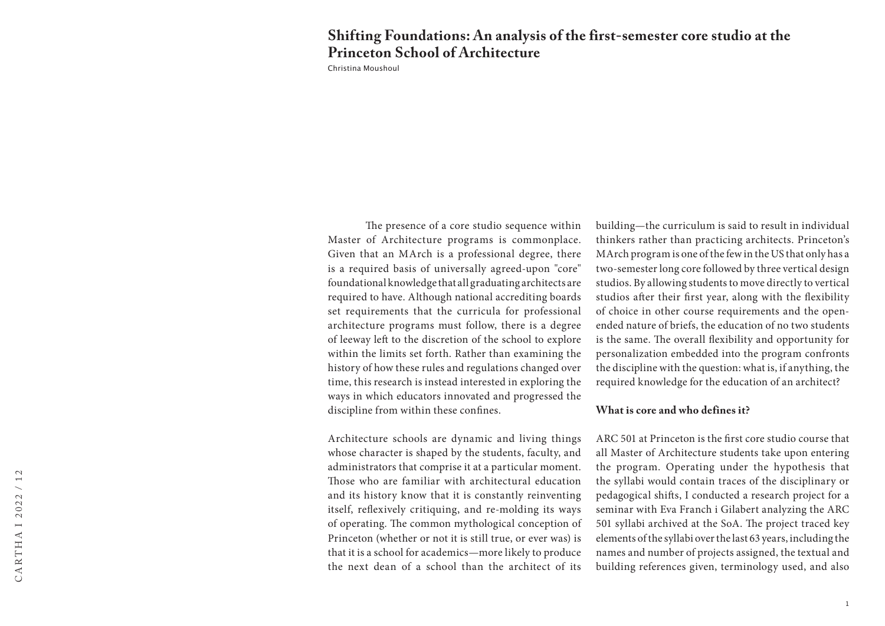# Shifting Foundations: An analysis of the first-semester core studio at the Princeton School of Architecture

Christina Moushoul

The presence of a core studio sequence within Master of Architecture programs is commonplace. Given that an MArch is a professional degree, there is a required basis of universally agreed-upon "core" foundational knowledge that all graduating architects are required to have. Although national accrediting boards set requirements that the curricula for professional architecture programs must follow, there is a degree of leeway left to the discretion of the school to explore within the limits set forth. Rather than examining the history of how these rules and regulations changed over time, this research is instead interested in exploring the ways in which educators innovated and progressed the discipline from within these confines.

Architecture schools are dynamic and living things whose character is shaped by the students, faculty, and administrators that comprise it at a particular moment. Those who are familiar with architectural education and its history know that it is constantly reinventing itself, reflexively critiquing, and re-molding its ways of operating. The common mythological conception of Princeton (whether or not it is still true, or ever was) is that it is a school for academics—more likely to produce the next dean of a school than the architect of its building—the curriculum is said to result in individual thinkers rather than practicing architects. Princeton's MArch program is one of the few in the US that only has a two-semester long core followed by three vertical design studios. By allowing students to move directly to vertical studios after their first year, along with the flexibility of choice in other course requirements and the open-ended nature of briefs, the education of no two students is the same. The overall flexibility and opportunity for personalization embedded into the program confronts the discipline with the question: what is, if anything, the required knowledge for the education of an architect?

## What is core and who defines it?

ARC 501 at Princeton is the first core studio course that all Master of Architecture students take upon entering the program. Operating under the hypothesis that the syllabi would contain traces of the disciplinary or pedagogical shifts, I conducted a research project for a seminar with Eva Franch i Gilabert analyzing the ARC 501 syllabi archived at the SoA. The project traced key elements of the syllabi over the last 63 years, including the names and number of projects assigned, the textual and building references given, terminology used, and also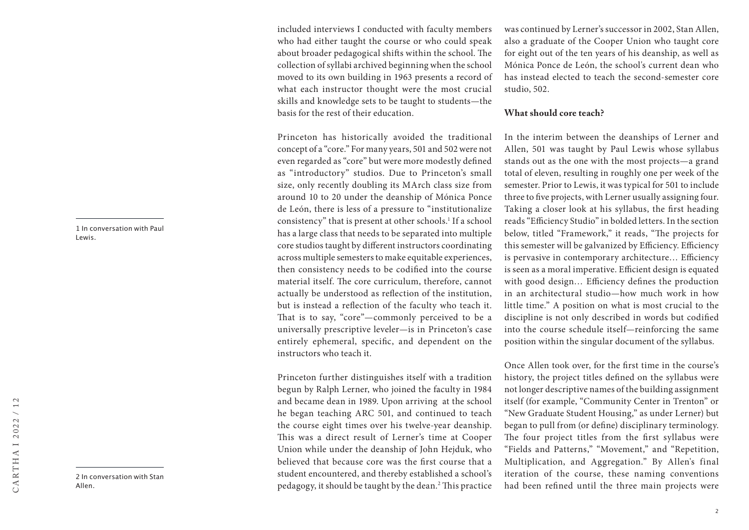included interviews I conducted with faculty members who had either taught the course or who could speak about broader pedagogical shifts within the school. The collection of syllabi archived beginning when the school moved to its own building in 1963 presents a record of what each instructor thought were the most crucial skills and knowledge sets to be taught to students—the basis for the rest of their education.

Princeton has historically avoided the traditional concept of a "core." For many years, 501 and 502 were not even regarded as "core" but were more modestly defined as "introductory" studios. Due to Princeton's small size, only recently doubling its MArch class size from around 10 to 20 under the deanship of Mónica Ponce de León, there is less of a pressure to "institutionalize consistency" that is present at other schools.[1] If a school has a large class that needs to be separated into multiple core studios taught by different instructors coordinating across multiple semesters to make equitable experiences, then consistency needs to be codified into the course material itself. The core curriculum, therefore, cannot actually be understood as reflection of the institution, but is instead a reflection of the faculty who teach it. That is to say, "core"—commonly perceived to be a universally prescriptive leveler—is in Princeton's case entirely ephemeral, specific, and dependent on the instructors who teach it.

Princeton further distinguishes itself with a tradition begun by Ralph Lerner, who joined the faculty in 1984 and became dean in 1989. Upon arriving at the school he began teaching ARC 501, and continued to teach the course eight times over his twelve-year deanship. This was a direct result of Lerner's time at Cooper Union while under the deanship of John Hejduk, who believed that because core was the first course that a student encountered, and thereby established a school's pedagogy, it should be taught by the dean.[2] This practice was continued by Lerner's successor in 2002, Stan Allen, also a graduate of the Cooper Union who taught core for eight out of the ten years of his deanship, as well as Mónica Ponce de León, the school's current dean who has instead elected to teach the second-semester core studio, 502.

**What should core teach?**

In the interim between the deanships of Lerner and Allen, 501 was taught by Paul Lewis whose syllabus stands out as the one with the most projects—a grand total of eleven, resulting in roughly one per week of the semester. Prior to Lewis, it was typical for 501 to include three to five projects, with Lerner usually assigning four. Taking a closer look at his syllabus, the first heading reads "Efficiency Studio" in bolded letters. In the section below, titled "Framework," it reads, "The projects for this semester will be galvanized by Efficiency. Efficiency is pervasive in contemporary architecture… Efficiency is seen as a moral imperative. Efficient design is equated with good design… Efficiency defines the production in an architectural studio—how much work in how little time." A position on what is most crucial to the discipline is not only described in words but codified into the course schedule itself—reinforcing the same position within the singular document of the syllabus.

Once Allen took over, for the first time in the course's history, the project titles defined on the syllabus were not longer descriptive names of the building assignment itself (for example, "Community Center in Trenton" or "New Graduate Student Housing," as under Lerner) but began to pull from (or define) disciplinary terminology. The four project titles from the first syllabus were "Fields and Patterns," "Movement," and "Repetition, Multiplication, and Aggregation." By Allen's final iteration of the course, these naming conventions had been refined until the three main projects were

---

1 In conversation with Paul Lewis.

2 In conversation with Stan Allen.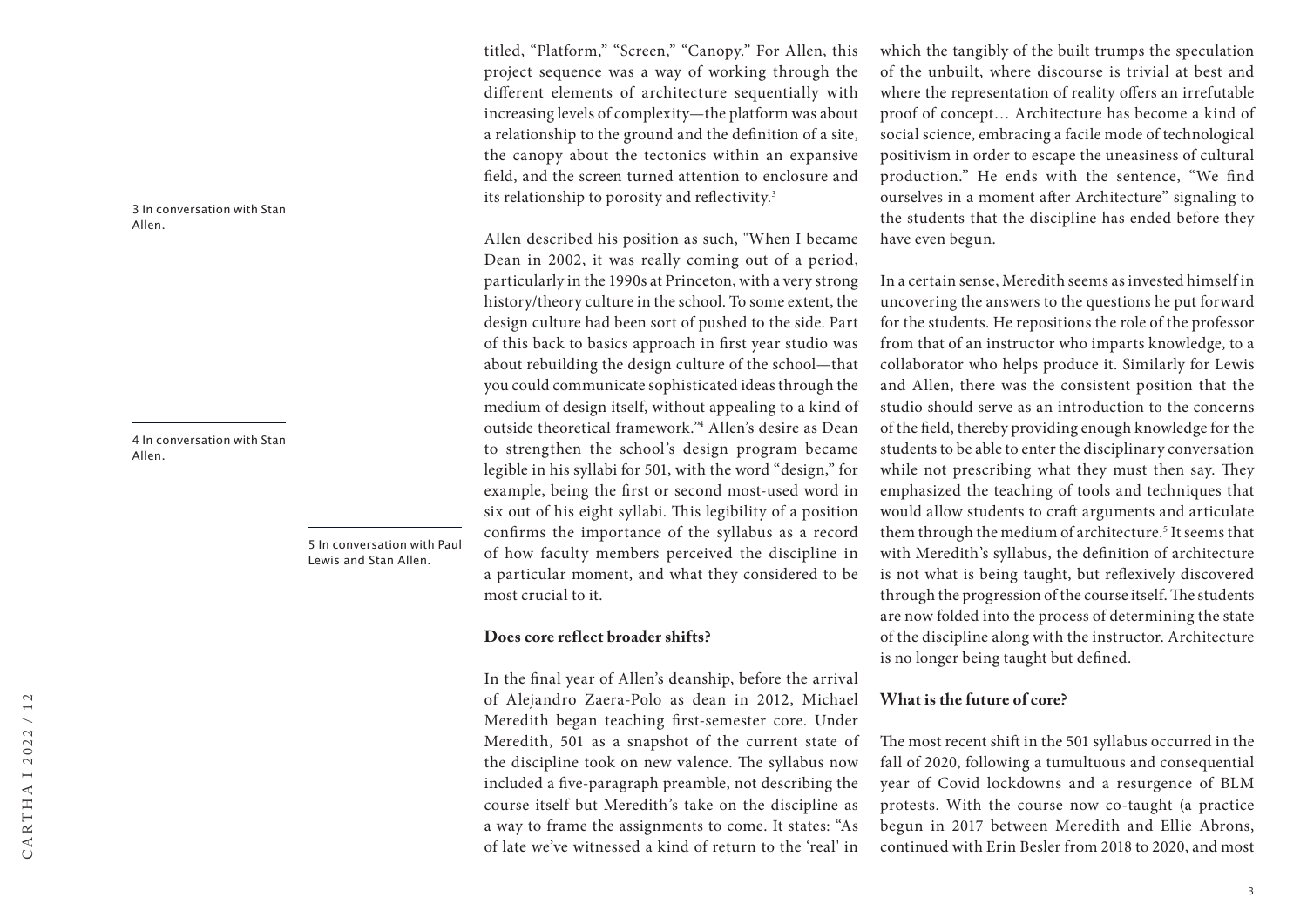titled, "Platform," "Screen," "Canopy." For Allen, this project sequence was a way of working through the different elements of architecture sequentially with increasing levels of complexity—the platform was about a relationship to the ground and the definition of a site, the canopy about the tectonics within an expansive field, and the screen turned attention to enclosure and its relationship to porosity and reflectivity.[3]

Allen described his position as such, "When I became Dean in 2002, it was really coming out of a period, particularly in the 1990s at Princeton, with a very strong history/theory culture in the school. To some extent, the design culture had been sort of pushed to the side. Part of this back to basics approach in first year studio was about rebuilding the design culture of the school—that you could communicate sophisticated ideas through the medium of design itself, without appealing to a kind of outside theoretical framework."[4] Allen's desire as Dean to strengthen the school's design program became legible in his syllabi for 501, with the word "design," for example, being the first or second most-used word in six out of his eight syllabi. This legibility of a position confirms the importance of the syllabus as a record of how faculty members perceived the discipline in a particular moment, and what they considered to be most crucial to it.

### Does core reflect broader shifts?

In the final year of Allen's deanship, before the arrival of Alejandro Zaera-Polo as dean in 2012, Michael Meredith began teaching first-semester core. Under Meredith, 501 as a snapshot of the current state of the discipline took on new valence. The syllabus now included a five-paragraph preamble, not describing the course itself but Meredith's take on the discipline as a way to frame the assignments to come. It states: "As of late we've witnessed a kind of return to the 'real' in which the tangibly of the built trumps the speculation of the unbuilt, where discourse is trivial at best and where the representation of reality offers an irrefutable proof of concept… Architecture has become a kind of social science, embracing a facile mode of technological positivism in order to escape the uneasiness of cultural production." He ends with the sentence, "We find ourselves in a moment after Architecture" signaling to the students that the discipline has ended before they have even begun.

In a certain sense, Meredith seems as invested himself in uncovering the answers to the questions he put forward for the students. He repositions the role of the professor from that of an instructor who imparts knowledge, to a collaborator who helps produce it. Similarly for Lewis and Allen, there was the consistent position that the studio should serve as an introduction to the concerns of the field, thereby providing enough knowledge for the students to be able to enter the disciplinary conversation while not prescribing what they must then say. They emphasized the teaching of tools and techniques that would allow students to craft arguments and articulate them through the medium of architecture.[5] It seems that with Meredith's syllabus, the definition of architecture is not what is being taught, but reflexively discovered through the progression of the course itself. The students are now folded into the process of determining the state of the discipline along with the instructor. Architecture is no longer being taught but defined.

### What is the future of core?

The most recent shift in the 501 syllabus occurred in the fall of 2020, following a tumultuous and consequential year of Covid lockdowns and a resurgence of BLM protests. With the course now co-taught (a practice begun in 2017 between Meredith and Ellie Abrons, continued with Erin Besler from 2018 to 2020, and most

---

3 In conversation with Stan Allen.

4 In conversation with Stan Allen.

5 In conversation with Paul Lewis and Stan Allen.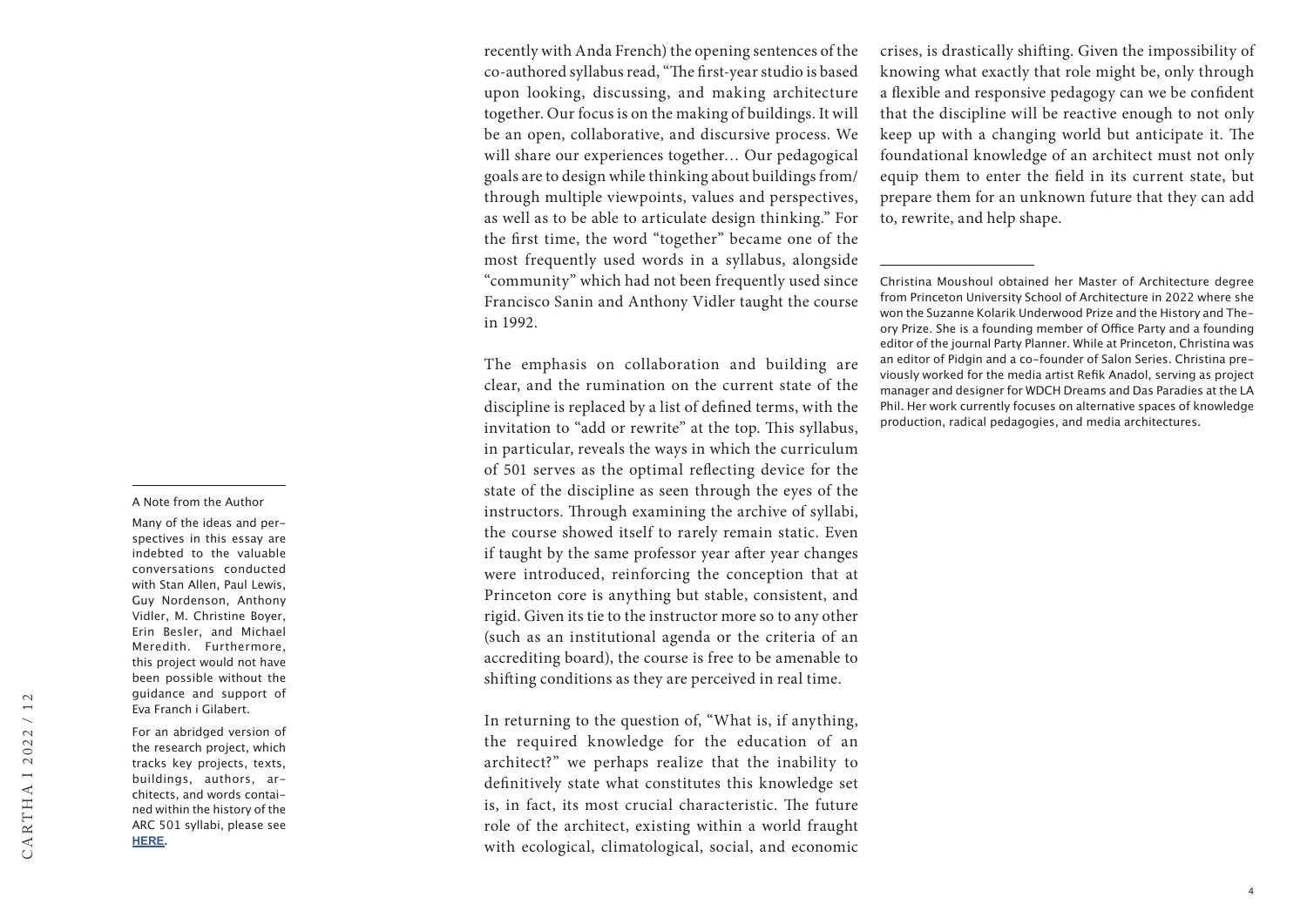recently with Anda French) the opening sentences of the co-authored syllabus read, "The first-year studio is based upon looking, discussing, and making architecture together. Our focus is on the making of buildings. It will be an open, collaborative, and discursive process. We will share our experiences together... Our pedagogical goals are to design while thinking about buildings from/through multiple viewpoints, values and perspectives, as well as to be able to articulate design thinking." For the first time, the word "together" became one of the most frequently used words in a syllabus, alongside "community" which had not been frequently used since Francisco Sanin and Anthony Vidler taught the course in 1992.

The emphasis on collaboration and building are clear, and the rumination on the current state of the discipline is replaced by a list of defined terms, with the invitation to "add or rewrite" at the top. This syllabus, in particular, reveals the ways in which the curriculum of 501 serves as the optimal reflecting device for the state of the discipline as seen through the eyes of the instructors. Through examining the archive of syllabi, the course showed itself to rarely remain static. Even if taught by the same professor year after year changes were introduced, reinforcing the conception that at Princeton core is anything but stable, consistent, and rigid. Given its tie to the instructor more so to any other (such as an institutional agenda or the criteria of an accrediting board), the course is free to be amenable to shifting conditions as they are perceived in real time.

In returning to the question of, "What is, if anything, the required knowledge for the education of an architect?" we perhaps realize that the inability to definitively state what constitutes this knowledge set is, in fact, its most crucial characteristic. The future role of the architect, existing within a world fraught with ecological, climatological, social, and economic crises, is drastically shifting. Given the impossibility of knowing what exactly that role might be, only through a flexible and responsive pedagogy can we be confident that the discipline will be reactive enough to not only keep up with a changing world but anticipate it. The foundational knowledge of an architect must not only equip them to enter the field in its current state, but prepare them for an unknown future that they can add to, rewrite, and help shape.

---

Christina Moushoul obtained her Master of Architecture degree from Princeton University School of Architecture in 2022 where she won the Suzanne Kolarik Underwood Prize and the History and Theory Prize. She is a founding member of Office Party and a founding editor of the journal Party Planner. While at Princeton, Christina was an editor of Pidgin and a co-founder of Salon Series. Christina previously worked for the media artist Refik Anadol, serving as project manager and designer for WDCH Dreams and Das Paradies at the LA Phil. Her work currently focuses on alternative spaces of knowledge production, radical pedagogies, and media architectures.

---

A Note from the Author

Many of the ideas and perspectives in this essay are indebted to the valuable conversations conducted with Stan Allen, Paul Lewis, Guy Nordenson, Anthony Vidler, M. Christine Boyer, Erin Besler, and Michael Meredith. Furthermore, this project would not have been possible without the guidance and support of Eva Franch i Gilabert.

For an abridged version of the research project, which tracks key projects, texts, buildings, authors, architects, and words contained within the history of the ARC 501 syllabi, please see **HERE**.